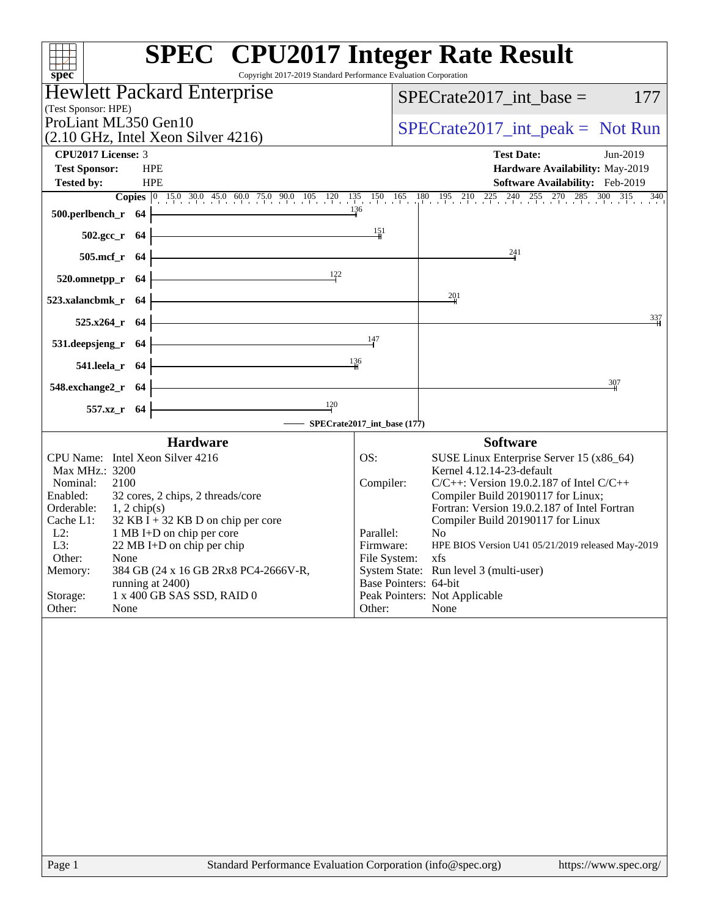# SPEC CPU2017 Integer Rate Result

Copyright 2017-2019 Standard Performance Evaluation Corporation

**Hewlett Packard Enterprise**
(Test Sponsor: HPE)
ProLiant ML350 Gen10
(2.10 GHz, Intel Xeon Silver 4216)

SPECrate2017_int_base = 177

SPECrate2017_int_peak = Not Run

| | | | |
|---|---|---|---|
| **CPU2017 License:** | 3 | **Test Date:** | Jun-2019 |
| **Test Sponsor:** | HPE | **Hardware Availability:** | May-2019 |
| **Tested by:** | HPE | **Software Availability:** | Feb-2019 |

| Benchmark | Copies | Base |
|---|---|---|
| 500.perlbench_r | 64 | 136 |
| 502.gcc_r | 64 | 151 |
| 505.mcf_r | 64 | 241 |
| 520.omnetpp_r | 64 | 122 |
| 523.xalancbmk_r | 64 | 201 |
| 525.x264_r | 64 | 337 |
| 531.deepsjeng_r | 64 | 147 |
| 541.leela_r | 64 | 136 |
| 548.exchange2_r | 64 | 307 |
| 557.xz_r | 64 | 120 |

SPECrate2017_int_base (177)

## Hardware

| | |
|---|---|
| CPU Name: | Intel Xeon Silver 4216 |
| Max MHz.: | 3200 |
| Nominal: | 2100 |
| Enabled: | 32 cores, 2 chips, 2 threads/core |
| Orderable: | 1, 2 chip(s) |
| Cache L1: | 32 KB I + 32 KB D on chip per core |
| L2: | 1 MB I+D on chip per core |
| L3: | 22 MB I+D on chip per chip |
| Other: | None |
| Memory: | 384 GB (24 x 16 GB 2Rx8 PC4-2666V-R, running at 2400) |
| Storage: | 1 x 400 GB SAS SSD, RAID 0 |
| Other: | None |

## Software

| | |
|---|---|
| OS: | SUSE Linux Enterprise Server 15 (x86_64) Kernel 4.12.14-23-default |
| Compiler: | C/C++: Version 19.0.2.187 of Intel C/C++ Compiler Build 20190117 for Linux; Fortran: Version 19.0.2.187 of Intel Fortran Compiler Build 20190117 for Linux |
| Parallel: | No |
| Firmware: | HPE BIOS Version U41 05/21/2019 released May-2019 |
| File System: | xfs |
| System State: | Run level 3 (multi-user) |
| Base Pointers: | 64-bit |
| Peak Pointers: | Not Applicable |
| Other: | None |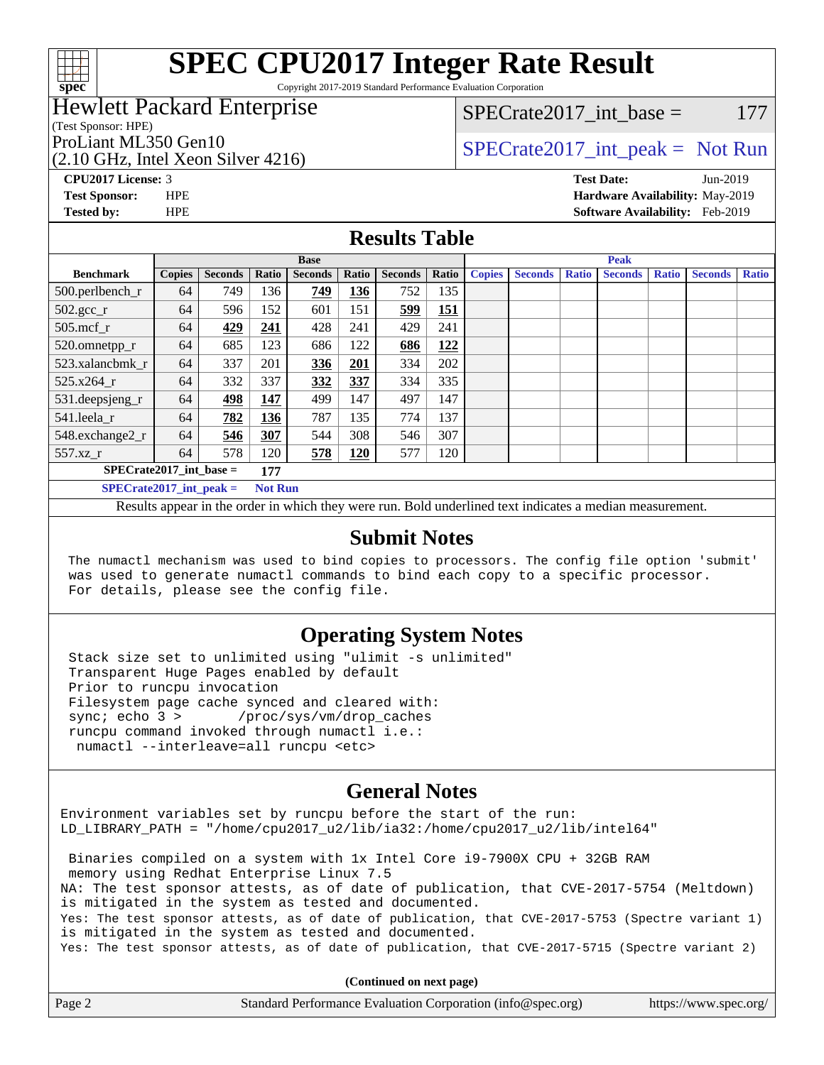# SPEC CPU2017 Integer Rate Result

Copyright 2017-2019 Standard Performance Evaluation Corporation

**Hewlett Packard Enterprise**
(Test Sponsor: HPE)

ProLiant ML350 Gen10
(2.10 GHz, Intel Xeon Silver 4216)

SPECrate2017_int_base = 177

SPECrate2017_int_peak = Not Run

**CPU2017 License:** 3
**Test Sponsor:** HPE
**Tested by:** HPE

**Test Date:** Jun-2019
**Hardware Availability:** May-2019
**Software Availability:** Feb-2019

## Results Table

| | Base | | | | | | | Peak | | | | | | |
|---|---|---|---|---|---|---|---|---|---|---|---|---|---|---|
| **Benchmark** | **Copies** | **Seconds** | **Ratio** | **Seconds** | **Ratio** | **Seconds** | **Ratio** | **Copies** | **Seconds** | **Ratio** | **Seconds** | **Ratio** | **Seconds** | **Ratio** |
| 500.perlbench_r | 64 | 749 | 136 | **749** | **136** | 752 | 135 | | | | | | | |
| 502.gcc_r | 64 | 596 | 152 | 601 | 151 | **599** | **151** | | | | | | | |
| 505.mcf_r | 64 | **429** | **241** | 428 | 241 | 429 | 241 | | | | | | | |
| 520.omnetpp_r | 64 | 685 | 123 | 686 | 122 | **686** | **122** | | | | | | | |
| 523.xalancbmk_r | 64 | 337 | 201 | **336** | **201** | 334 | 202 | | | | | | | |
| 525.x264_r | 64 | 332 | 337 | **332** | **337** | 334 | 335 | | | | | | | |
| 531.deepsjeng_r | 64 | **498** | **147** | 499 | 147 | 497 | 147 | | | | | | | |
| 541.leela_r | 64 | **782** | **136** | 787 | 135 | 774 | 137 | | | | | | | |
| 548.exchange2_r | 64 | **546** | **307** | 544 | 308 | 546 | 307 | | | | | | | |
| 557.xz_r | 64 | 578 | 120 | **578** | **120** | 577 | 120 | | | | | | | |

**SPECrate2017_int_base =** **177**

**SPECrate2017_int_peak =** **Not Run**

Results appear in the order in which they were run. Bold underlined text indicates a median measurement.

## Submit Notes

```
The numactl mechanism was used to bind copies to processors. The config file option 'submit'
was used to generate numactl commands to bind each copy to a specific processor.
For details, please see the config file.
```

## Operating System Notes

```
Stack size set to unlimited using "ulimit -s unlimited"
Transparent Huge Pages enabled by default
Prior to runcpu invocation
Filesystem page cache synced and cleared with:
sync; echo 3 >       /proc/sys/vm/drop_caches
runcpu command invoked through numactl i.e.:
 numactl --interleave=all runcpu <etc>
```

## General Notes

```
Environment variables set by runcpu before the start of the run:
LD_LIBRARY_PATH = "/home/cpu2017_u2/lib/ia32:/home/cpu2017_u2/lib/intel64"

 Binaries compiled on a system with 1x Intel Core i9-7900X CPU + 32GB RAM
 memory using Redhat Enterprise Linux 7.5
NA: The test sponsor attests, as of date of publication, that CVE-2017-5754 (Meltdown)
is mitigated in the system as tested and documented.
Yes: The test sponsor attests, as of date of publication, that CVE-2017-5753 (Spectre variant 1)
is mitigated in the system as tested and documented.
Yes: The test sponsor attests, as of date of publication, that CVE-2017-5715 (Spectre variant 2)
```

**(Continued on next page)**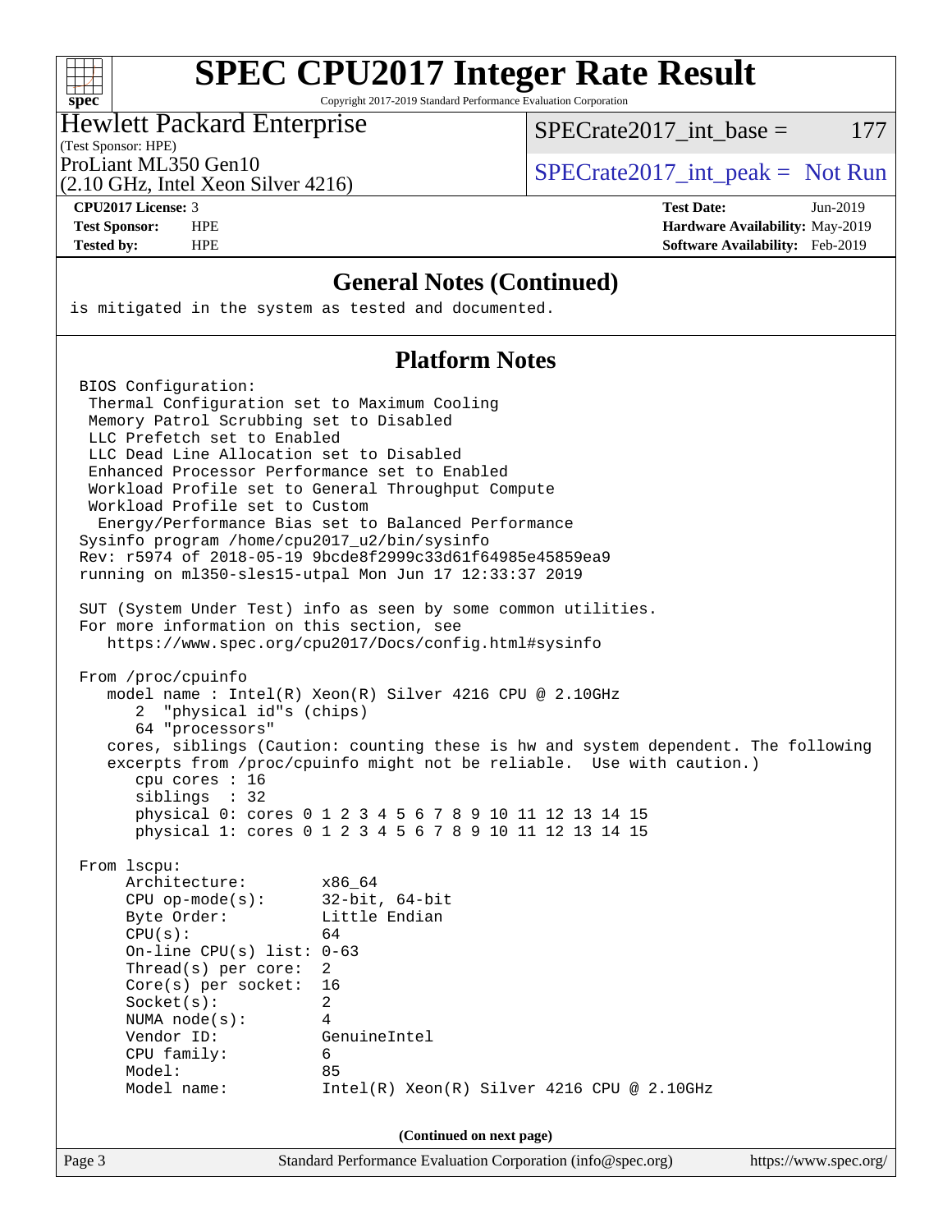# SPEC CPU2017 Integer Rate Result

Copyright 2017-2019 Standard Performance Evaluation Corporation

**Hewlett Packard Enterprise**
(Test Sponsor: HPE)
ProLiant ML350 Gen10
(2.10 GHz, Intel Xeon Silver 4216)

SPECrate2017_int_base = 177

SPECrate2017_int_peak = Not Run

| | | | |
|---|---|---|---|
| **CPU2017 License:** | 3 | **Test Date:** | Jun-2019 |
| **Test Sponsor:** | HPE | **Hardware Availability:** | May-2019 |
| **Tested by:** | HPE | **Software Availability:** | Feb-2019 |

## General Notes (Continued)

```
is mitigated in the system as tested and documented.
```

## Platform Notes

```
BIOS Configuration:
 Thermal Configuration set to Maximum Cooling
 Memory Patrol Scrubbing set to Disabled
 LLC Prefetch set to Enabled
 LLC Dead Line Allocation set to Disabled
 Enhanced Processor Performance set to Enabled
 Workload Profile set to General Throughput Compute
 Workload Profile set to Custom
  Energy/Performance Bias set to Balanced Performance
Sysinfo program /home/cpu2017_u2/bin/sysinfo
Rev: r5974 of 2018-05-19 9bcde8f2999c33d61f64985e45859ea9
running on ml350-sles15-utpal Mon Jun 17 12:33:37 2019

SUT (System Under Test) info as seen by some common utilities.
For more information on this section, see
   https://www.spec.org/cpu2017/Docs/config.html#sysinfo

From /proc/cpuinfo
   model name : Intel(R) Xeon(R) Silver 4216 CPU @ 2.10GHz
      2  "physical id"s (chips)
      64 "processors"
   cores, siblings (Caution: counting these is hw and system dependent. The following
   excerpts from /proc/cpuinfo might not be reliable.  Use with caution.)
      cpu cores : 16
      siblings  : 32
      physical 0: cores 0 1 2 3 4 5 6 7 8 9 10 11 12 13 14 15
      physical 1: cores 0 1 2 3 4 5 6 7 8 9 10 11 12 13 14 15

From lscpu:
     Architecture:        x86_64
     CPU op-mode(s):      32-bit, 64-bit
     Byte Order:          Little Endian
     CPU(s):              64
     On-line CPU(s) list: 0-63
     Thread(s) per core:  2
     Core(s) per socket:  16
     Socket(s):           2
     NUMA node(s):        4
     Vendor ID:           GenuineIntel
     CPU family:          6
     Model:               85
     Model name:          Intel(R) Xeon(R) Silver 4216 CPU @ 2.10GHz
```

**(Continued on next page)**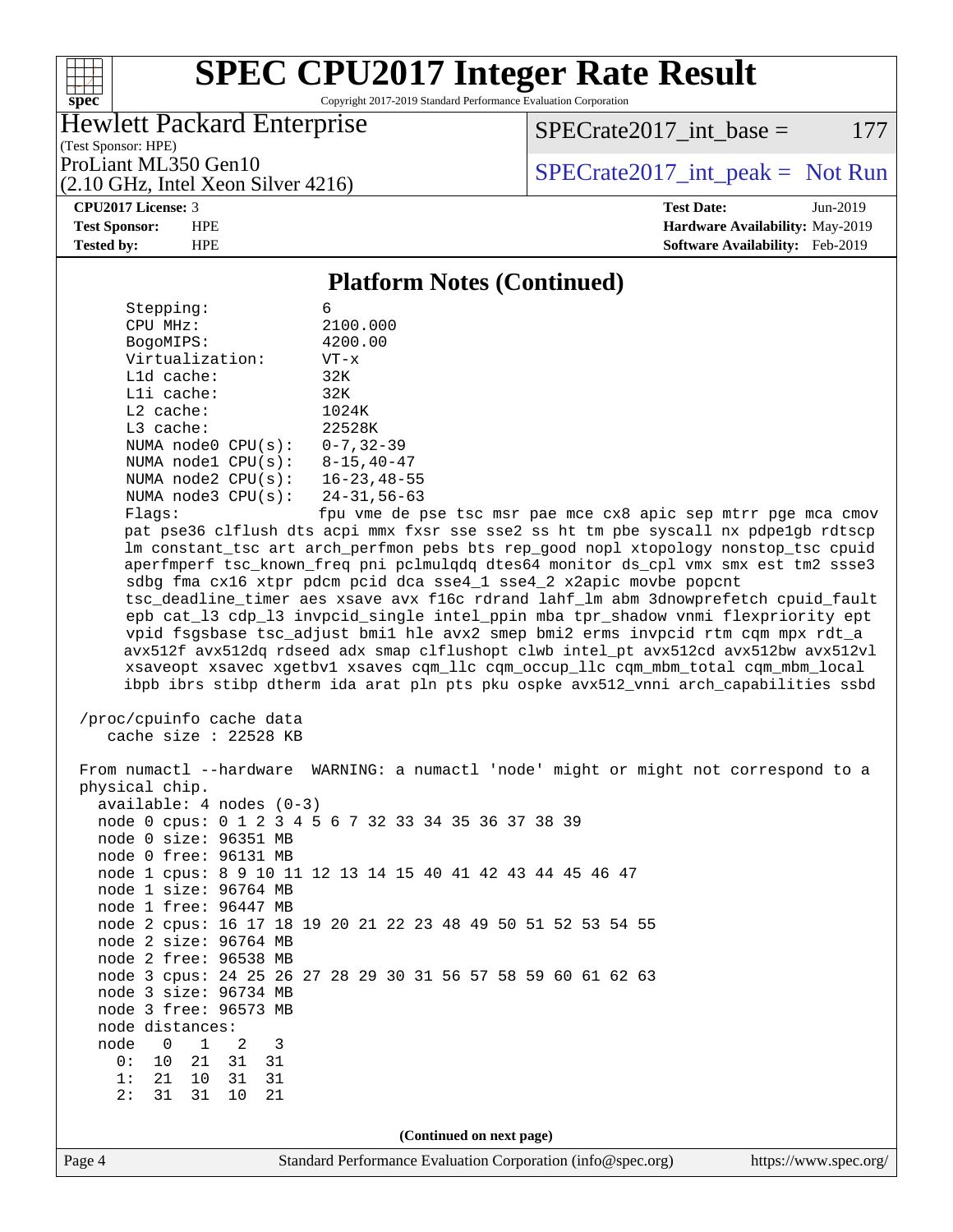# SPEC CPU2017 Integer Rate Result

Copyright 2017-2019 Standard Performance Evaluation Corporation

**Hewlett Packard Enterprise**
(Test Sponsor: HPE)
ProLiant ML350 Gen10
(2.10 GHz, Intel Xeon Silver 4216)

SPECrate2017_int_base = 177

SPECrate2017_int_peak = Not Run

| | | | |
|---|---|---|---|
| **CPU2017 License:** | 3 | **Test Date:** | Jun-2019 |
| **Test Sponsor:** | HPE | **Hardware Availability:** | May-2019 |
| **Tested by:** | HPE | **Software Availability:** | Feb-2019 |

## Platform Notes (Continued)

```
     Stepping:              6
     CPU MHz:               2100.000
     BogoMIPS:              4200.00
     Virtualization:        VT-x
     L1d cache:             32K
     L1i cache:             32K
     L2 cache:              1024K
     L3 cache:              22528K
     NUMA node0 CPU(s):     0-7,32-39
     NUMA node1 CPU(s):     8-15,40-47
     NUMA node2 CPU(s):     16-23,48-55
     NUMA node3 CPU(s):     24-31,56-63
     Flags:                 fpu vme de pse tsc msr pae mce cx8 apic sep mtrr pge mca cmov
     pat pse36 clflush dts acpi mmx fxsr sse sse2 ss ht tm pbe syscall nx pdpe1gb rdtscp
     lm constant_tsc art arch_perfmon pebs bts rep_good nopl xtopology nonstop_tsc cpuid
     aperfmperf tsc_known_freq pni pclmulqdq dtes64 monitor ds_cpl vmx smx est tm2 ssse3
     sdbg fma cx16 xtpr pdcm pcid dca sse4_1 sse4_2 x2apic movbe popcnt
     tsc_deadline_timer aes xsave avx f16c rdrand lahf_lm abm 3dnowprefetch cpuid_fault
     epb cat_l3 cdp_l3 invpcid_single intel_ppin mba tpr_shadow vnmi flexpriority ept
     vpid fsgsbase tsc_adjust bmi1 hle avx2 smep bmi2 erms invpcid rtm cqm mpx rdt_a
     avx512f avx512dq rdseed adx smap clflushopt clwb intel_pt avx512cd avx512bw avx512vl
     xsaveopt xsavec xgetbv1 xsaves cqm_llc cqm_occup_llc cqm_mbm_total cqm_mbm_local
     ibpb ibrs stibp dtherm ida arat pln pts pku ospke avx512_vnni arch_capabilities ssbd

 /proc/cpuinfo cache data
    cache size : 22528 KB

 From numactl --hardware  WARNING: a numactl 'node' might or might not correspond to a
 physical chip.
   available: 4 nodes (0-3)
   node 0 cpus: 0 1 2 3 4 5 6 7 32 33 34 35 36 37 38 39
   node 0 size: 96351 MB
   node 0 free: 96131 MB
   node 1 cpus: 8 9 10 11 12 13 14 15 40 41 42 43 44 45 46 47
   node 1 size: 96764 MB
   node 1 free: 96447 MB
   node 2 cpus: 16 17 18 19 20 21 22 23 48 49 50 51 52 53 54 55
   node 2 size: 96764 MB
   node 2 free: 96538 MB
   node 3 cpus: 24 25 26 27 28 29 30 31 56 57 58 59 60 61 62 63
   node 3 size: 96734 MB
   node 3 free: 96573 MB
   node distances:
   node   0   1   2   3
     0:  10  21  31  31
     1:  21  10  31  31
     2:  31  31  10  21
```

(Continued on next page)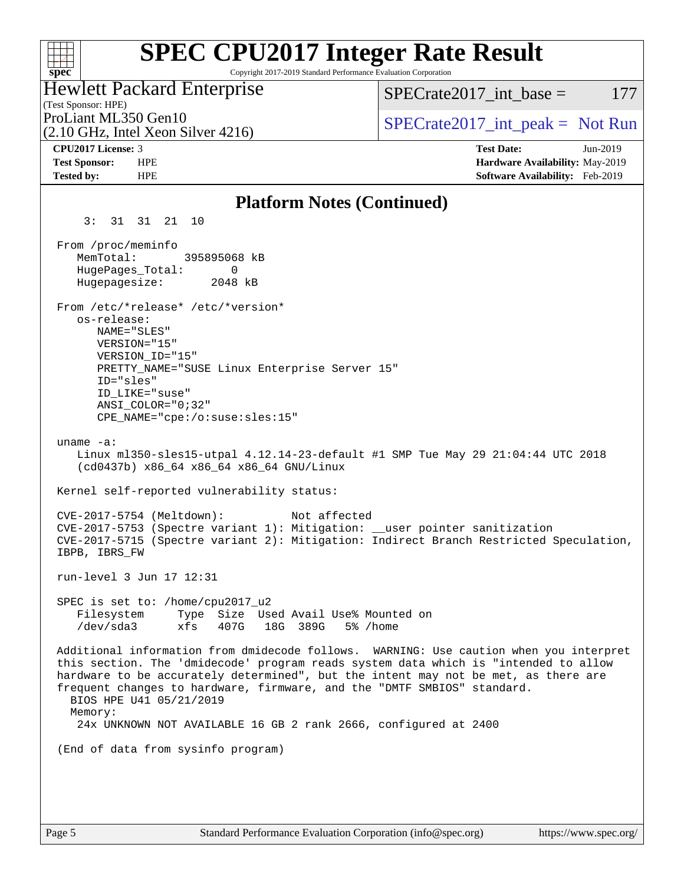## Platform Notes (Continued)

```
     3:  31  31  21  10

  From /proc/meminfo
     MemTotal:       395895068 kB
     HugePages_Total:       0
     Hugepagesize:       2048 kB

  From /etc/*release* /etc/*version*
     os-release:
        NAME="SLES"
        VERSION="15"
        VERSION_ID="15"
        PRETTY_NAME="SUSE Linux Enterprise Server 15"
        ID="sles"
        ID_LIKE="suse"
        ANSI_COLOR="0;32"
        CPE_NAME="cpe:/o:suse:sles:15"

  uname -a:
     Linux ml350-sles15-utpal 4.12.14-23-default #1 SMP Tue May 29 21:04:44 UTC 2018
     (cd0437b) x86_64 x86_64 x86_64 GNU/Linux

  Kernel self-reported vulnerability status:

  CVE-2017-5754 (Meltdown):          Not affected
  CVE-2017-5753 (Spectre variant 1): Mitigation: __user pointer sanitization
  CVE-2017-5715 (Spectre variant 2): Mitigation: Indirect Branch Restricted Speculation,
  IBPB, IBRS_FW

  run-level 3 Jun 17 12:31

  SPEC is set to: /home/cpu2017_u2
     Filesystem     Type  Size  Used Avail Use% Mounted on
     /dev/sda3      xfs   407G   18G  389G   5% /home

  Additional information from dmidecode follows.  WARNING: Use caution when you interpret
  this section. The 'dmidecode' program reads system data which is "intended to allow
  hardware to be accurately determined", but the intent may not be met, as there are
  frequent changes to hardware, firmware, and the "DMTF SMBIOS" standard.
    BIOS HPE U41 05/21/2019
    Memory:
      24x UNKNOWN NOT AVAILABLE 16 GB 2 rank 2666, configured at 2400

  (End of data from sysinfo program)
```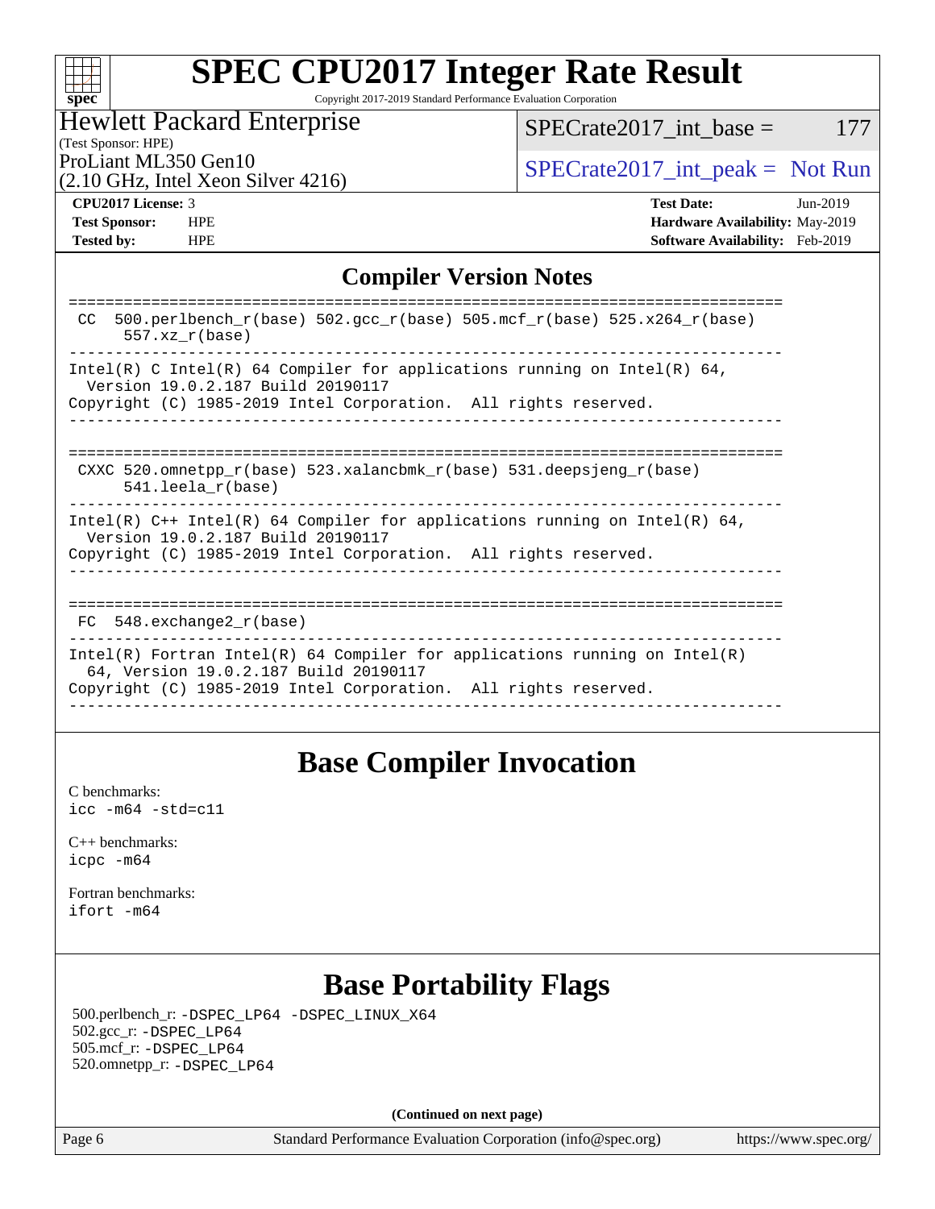# SPEC CPU2017 Integer Rate Result

Copyright 2017-2019 Standard Performance Evaluation Corporation

Hewlett Packard Enterprise
(Test Sponsor: HPE)
ProLiant ML350 Gen10
(2.10 GHz, Intel Xeon Silver 4216)

SPECrate2017_int_base = 177

SPECrate2017_int_peak = Not Run

**CPU2017 License:** 3
**Test Sponsor:** HPE
**Tested by:** HPE

**Test Date:** Jun-2019
**Hardware Availability:** May-2019
**Software Availability:** Feb-2019

## Compiler Version Notes

```
==============================================================================
 CC  500.perlbench_r(base) 502.gcc_r(base) 505.mcf_r(base) 525.x264_r(base)
      557.xz_r(base)
------------------------------------------------------------------------------
Intel(R) C Intel(R) 64 Compiler for applications running on Intel(R) 64,
  Version 19.0.2.187 Build 20190117
Copyright (C) 1985-2019 Intel Corporation.  All rights reserved.
------------------------------------------------------------------------------

==============================================================================
 CXXC 520.omnetpp_r(base) 523.xalancbmk_r(base) 531.deepsjeng_r(base)
      541.leela_r(base)
------------------------------------------------------------------------------
Intel(R) C++ Intel(R) 64 Compiler for applications running on Intel(R) 64,
  Version 19.0.2.187 Build 20190117
Copyright (C) 1985-2019 Intel Corporation.  All rights reserved.
------------------------------------------------------------------------------

==============================================================================
 FC  548.exchange2_r(base)
------------------------------------------------------------------------------
Intel(R) Fortran Intel(R) 64 Compiler for applications running on Intel(R)
  64, Version 19.0.2.187 Build 20190117
Copyright (C) 1985-2019 Intel Corporation.  All rights reserved.
------------------------------------------------------------------------------
```

## Base Compiler Invocation

C benchmarks:
icc -m64 -std=c11

C++ benchmarks:
icpc -m64

Fortran benchmarks:
ifort -m64

## Base Portability Flags

500.perlbench_r: -DSPEC_LP64 -DSPEC_LINUX_X64
502.gcc_r: -DSPEC_LP64
505.mcf_r: -DSPEC_LP64
520.omnetpp_r: -DSPEC_LP64

**(Continued on next page)**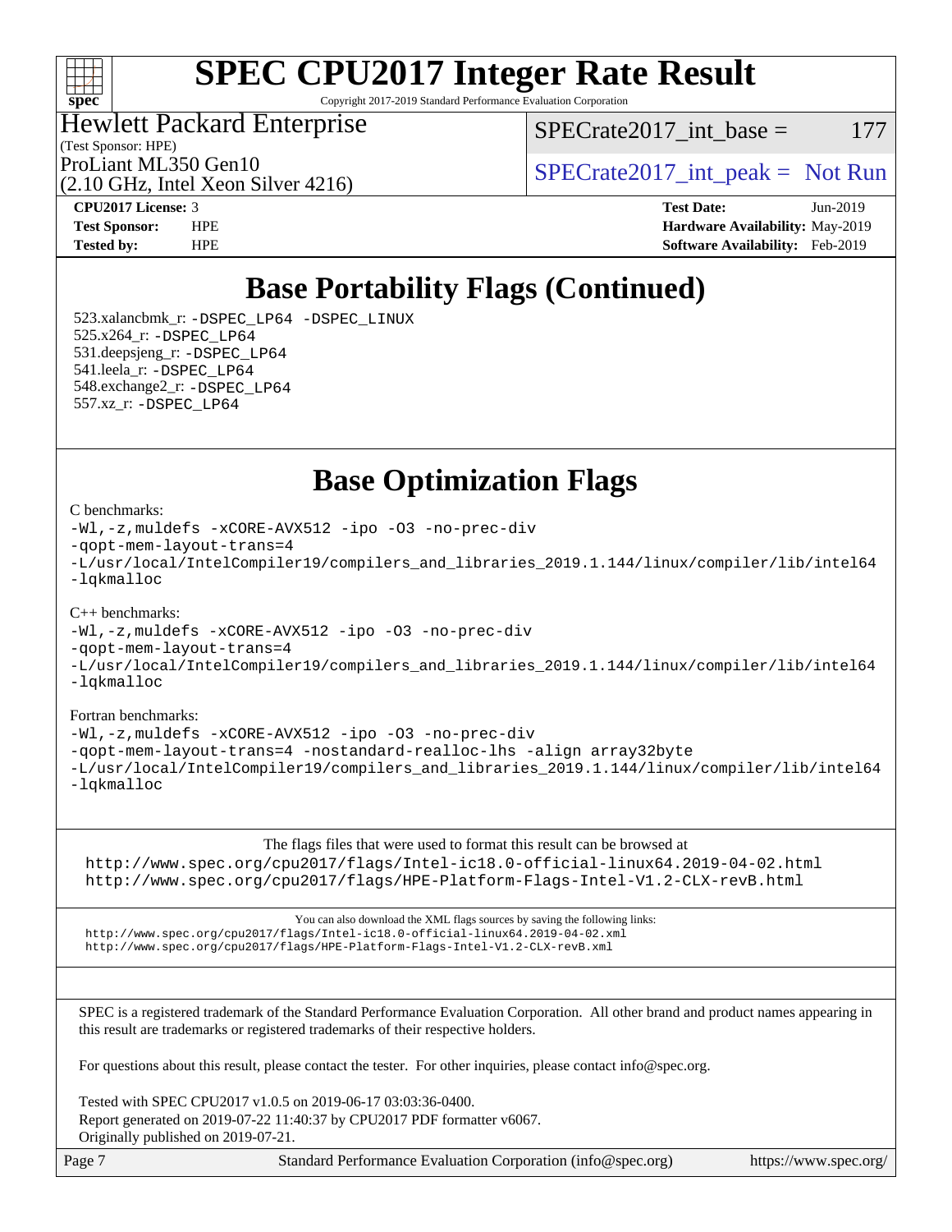# SPEC CPU2017 Integer Rate Result

Copyright 2017-2019 Standard Performance Evaluation Corporation

Hewlett Packard Enterprise
(Test Sponsor: HPE)
ProLiant ML350 Gen10
(2.10 GHz, Intel Xeon Silver 4216)

SPECrate2017_int_base = 177

SPECrate2017_int_peak = Not Run

**CPU2017 License:** 3
**Test Sponsor:** HPE
**Tested by:** HPE

**Test Date:** Jun-2019
**Hardware Availability:** May-2019
**Software Availability:** Feb-2019

## Base Portability Flags (Continued)

523.xalancbmk_r: -DSPEC_LP64 -DSPEC_LINUX
525.x264_r: -DSPEC_LP64
531.deepsjeng_r: -DSPEC_LP64
541.leela_r: -DSPEC_LP64
548.exchange2_r: -DSPEC_LP64
557.xz_r: -DSPEC_LP64

## Base Optimization Flags

C benchmarks:

```
-Wl,-z,muldefs -xCORE-AVX512 -ipo -O3 -no-prec-div
-qopt-mem-layout-trans=4
-L/usr/local/IntelCompiler19/compilers_and_libraries_2019.1.144/linux/compiler/lib/intel64
-lqkmalloc
```

C++ benchmarks:

```
-Wl,-z,muldefs -xCORE-AVX512 -ipo -O3 -no-prec-div
-qopt-mem-layout-trans=4
-L/usr/local/IntelCompiler19/compilers_and_libraries_2019.1.144/linux/compiler/lib/intel64
-lqkmalloc
```

Fortran benchmarks:

```
-Wl,-z,muldefs -xCORE-AVX512 -ipo -O3 -no-prec-div
-qopt-mem-layout-trans=4 -nostandard-realloc-lhs -align array32byte
-L/usr/local/IntelCompiler19/compilers_and_libraries_2019.1.144/linux/compiler/lib/intel64
-lqkmalloc
```

The flags files that were used to format this result can be browsed at
http://www.spec.org/cpu2017/flags/Intel-ic18.0-official-linux64.2019-04-02.html
http://www.spec.org/cpu2017/flags/HPE-Platform-Flags-Intel-V1.2-CLX-revB.html

You can also download the XML flags sources by saving the following links:
http://www.spec.org/cpu2017/flags/Intel-ic18.0-official-linux64.2019-04-02.xml
http://www.spec.org/cpu2017/flags/HPE-Platform-Flags-Intel-V1.2-CLX-revB.xml

SPEC is a registered trademark of the Standard Performance Evaluation Corporation. All other brand and product names appearing in this result are trademarks or registered trademarks of their respective holders.

For questions about this result, please contact the tester. For other inquiries, please contact info@spec.org.

Tested with SPEC CPU2017 v1.0.5 on 2019-06-17 03:03:36-0400.
Report generated on 2019-07-22 11:40:37 by CPU2017 PDF formatter v6067.
Originally published on 2019-07-21.